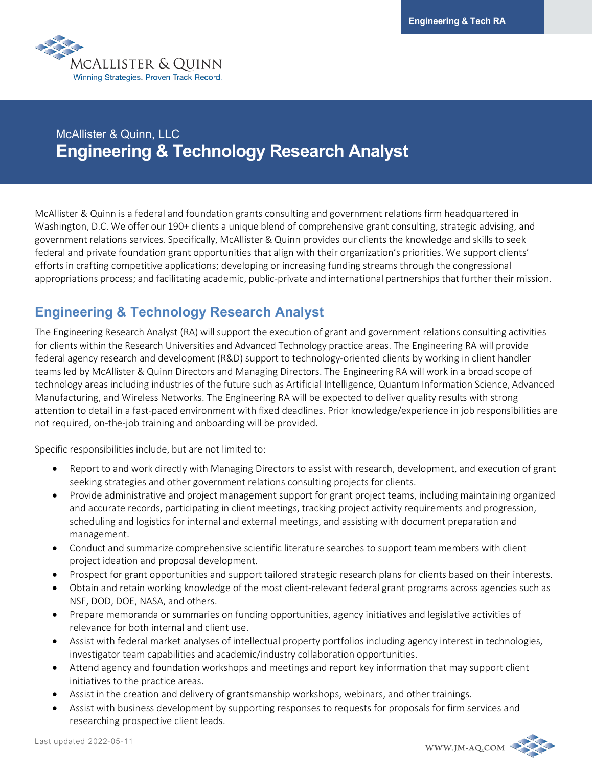McAllister & Quinn, LLC

# Engineering & Technology Research Analyst

McAllister & Quinn is a federal and foundation grants consulting and government relations firm headquartered in Washington, D.C. We offer our 190+ clients a unique blend of comprehensive grant consulting, strategic advising, and government relations services. Specifically, McAllister & Quinn provides our clients the knowledge and skills to seek federal and private foundation grant opportunities that align with their organization's priorities. We support clients' efforts in crafting competitive applications; developing or increasing funding streams through the congressional appropriations process; and facilitating academic, public-private and international partnerships that further their mission.

## Engineering & Technology Research Analyst

The Engineering Research Analyst (RA) will support the execution of grant and government relations consulting activities for clients within the Research Universities and Advanced Technology practice areas. The Engineering RA will provide federal agency research and development (R&D) support to technology-oriented clients by working in client handler teams led by McAllister & Quinn Directors and Managing Directors. The Engineering RA will work in a broad scope of technology areas including industries of the future such as Artificial Intelligence, Quantum Information Science, Advanced Manufacturing, and Wireless Networks. The Engineering RA will be expected to deliver quality results with strong attention to detail in a fast-paced environment with fixed deadlines. Prior knowledge/experience in job responsibilities are not required, on-the-job training and onboarding will be provided.

Specific responsibilities include, but are not limited to:

- Report to and work directly with Managing Directors to assist with research, development, and execution of grant seeking strategies and other government relations consulting projects for clients.
- Provide administrative and project management support for grant project teams, including maintaining organized and accurate records, participating in client meetings, tracking project activity requirements and progression, scheduling and logistics for internal and external meetings, and assisting with document preparation and management.
- Conduct and summarize comprehensive scientific literature searches to support team members with client project ideation and proposal development.
- Prospect for grant opportunities and support tailored strategic research plans for clients based on their interests.
- Obtain and retain working knowledge of the most client-relevant federal grant programs across agencies such as NSF, DOD, DOE, NASA, and others.
- Prepare memoranda or summaries on funding opportunities, agency initiatives and legislative activities of relevance for both internal and client use.
- Assist with federal market analyses of intellectual property portfolios including agency interest in technologies, investigator team capabilities and academic/industry collaboration opportunities.
- Attend agency and foundation workshops and meetings and report key information that may support client initiatives to the practice areas.
- Assist in the creation and delivery of grantsmanship workshops, webinars, and other trainings.
- Assist with business development by supporting responses to requests for proposals for firm services and researching prospective client leads.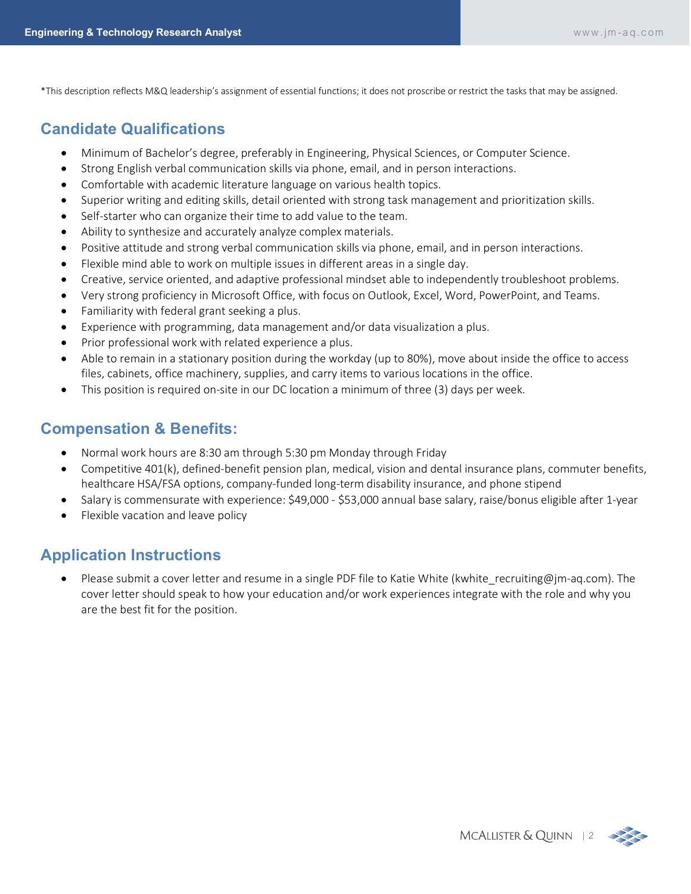*This description reflects M&Q leadership's assignment of essential functions; it does not proscribe or restrict the tasks that may be assigned.

## Candidate Qualifications

- Minimum of Bachelor's degree, preferably in Engineering, Physical Sciences, or Computer Science.
- Strong English verbal communication skills via phone, email, and in person interactions.
- Comfortable with academic literature language on various health topics.
- Superior writing and editing skills, detail oriented with strong task management and prioritization skills.
- Self-starter who can organize their time to add value to the team.
- Ability to synthesize and accurately analyze complex materials.
- Positive attitude and strong verbal communication skills via phone, email, and in person interactions.
- Flexible mind able to work on multiple issues in different areas in a single day.
- Creative, service oriented, and adaptive professional mindset able to independently troubleshoot problems.
- Very strong proficiency in Microsoft Office, with focus on Outlook, Excel, Word, PowerPoint, and Teams.
- Familiarity with federal grant seeking a plus.
- Experience with programming, data management and/or data visualization a plus.
- Prior professional work with related experience a plus.
- Able to remain in a stationary position during the workday (up to 80%), move about inside the office to access files, cabinets, office machinery, supplies, and carry items to various locations in the office.
- This position is required on-site in our DC location a minimum of three (3) days per week.

## Compensation & Benefits:

- Normal work hours are 8:30 am through 5:30 pm Monday through Friday
- Competitive 401(k), defined-benefit pension plan, medical, vision and dental insurance plans, commuter benefits, healthcare HSA/FSA options, company-funded long-term disability insurance, and phone stipend
- Salary is commensurate with experience: $49,000 - $53,000 annual base salary, raise/bonus eligible after 1-year
- Flexible vacation and leave policy

## Application Instructions

- Please submit a cover letter and resume in a single PDF file to Katie White (kwhite_recruiting@jm-aq.com). The cover letter should speak to how your education and/or work experiences integrate with the role and why you are the best fit for the position.